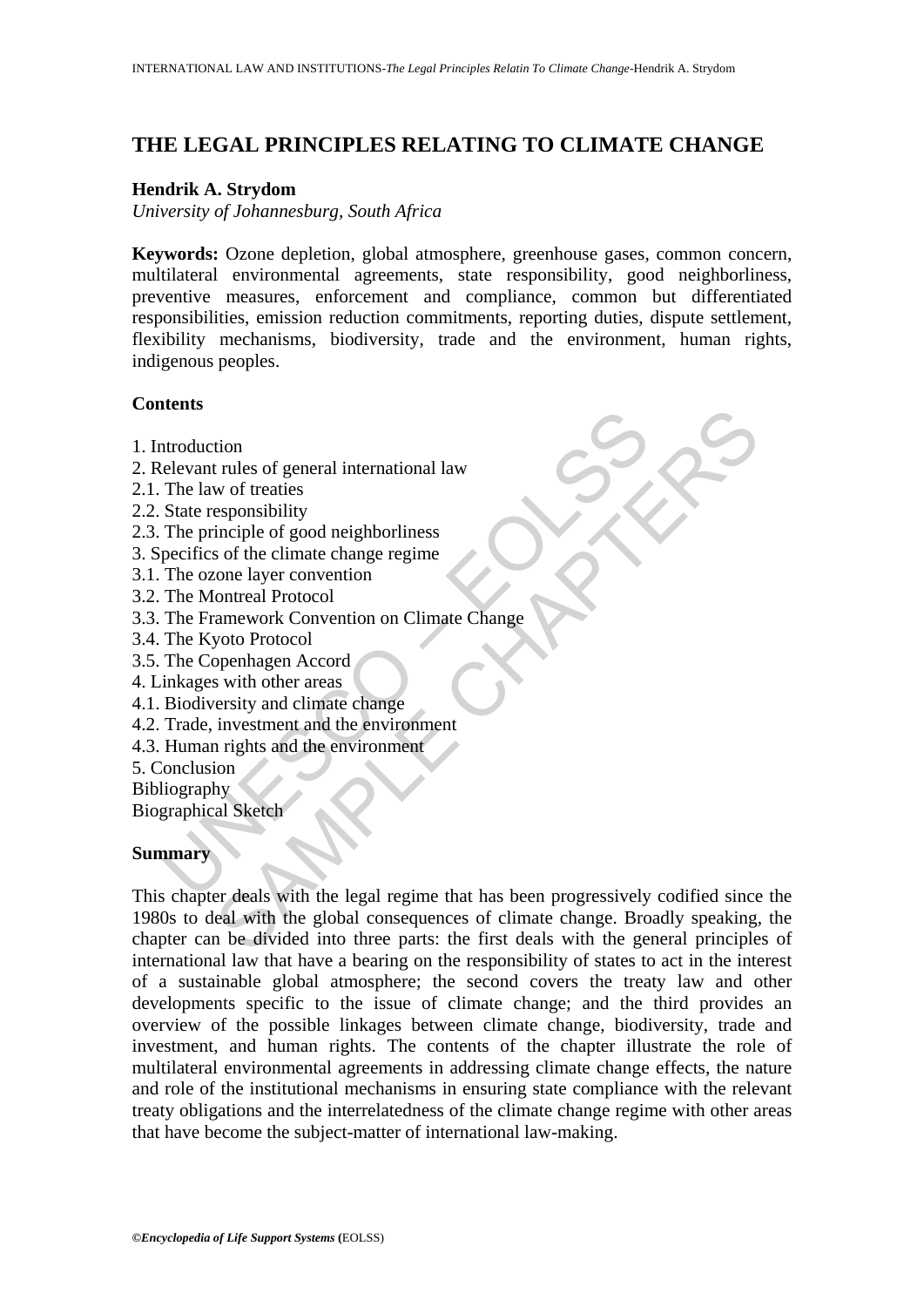# THE LEGAL PRINCIPLES RELATING TO CLIMATE CHANGE

**Hendrik A. Strydom**

*University of Johannesburg, South Africa*

**Keywords:** Ozone depletion, global atmosphere, greenhouse gases, common concern, multilateral environmental agreements, state responsibility, good neighborliness, preventive measures, enforcement and compliance, common but differentiated responsibilities, emission reduction commitments, reporting duties, dispute settlement, flexibility mechanisms, biodiversity, trade and the environment, human rights, indigenous peoples.

**Contents**

1. Introduction
2. Relevant rules of general international law
2.1. The law of treaties
2.2. State responsibility
2.3. The principle of good neighborliness
3. Specifics of the climate change regime
3.1. The ozone layer convention
3.2. The Montreal Protocol
3.3. The Framework Convention on Climate Change
3.4. The Kyoto Protocol
3.5. The Copenhagen Accord
4. Linkages with other areas
4.1. Biodiversity and climate change
4.2. Trade, investment and the environment
4.3. Human rights and the environment
5. Conclusion

Bibliography

Biographical Sketch

**Summary**

This chapter deals with the legal regime that has been progressively codified since the 1980s to deal with the global consequences of climate change. Broadly speaking, the chapter can be divided into three parts: the first deals with the general principles of international law that have a bearing on the responsibility of states to act in the interest of a sustainable global atmosphere; the second covers the treaty law and other developments specific to the issue of climate change; and the third provides an overview of the possible linkages between climate change, biodiversity, trade and investment, and human rights. The contents of the chapter illustrate the role of multilateral environmental agreements in addressing climate change effects, the nature and role of the institutional mechanisms in ensuring state compliance with the relevant treaty obligations and the interrelatedness of the climate change regime with other areas that have become the subject-matter of international law-making.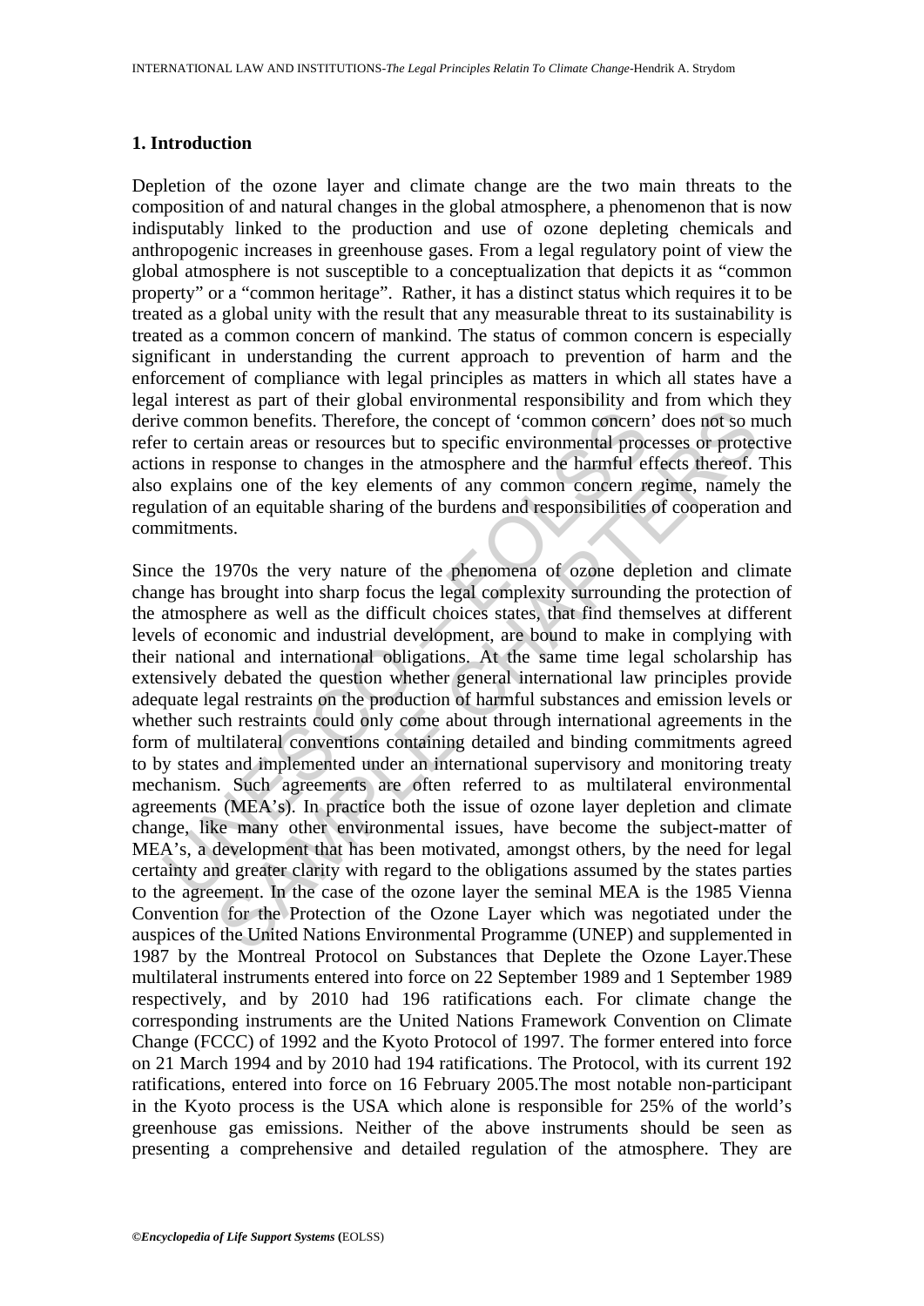## 1. Introduction

Depletion of the ozone layer and climate change are the two main threats to the composition of and natural changes in the global atmosphere, a phenomenon that is now indisputably linked to the production and use of ozone depleting chemicals and anthropogenic increases in greenhouse gases. From a global regulatory point of view the global atmosphere is not susceptible to a conceptualization that depicts it as "common property" or a "common heritage". Rather, it has a distinct status which requires it to be treated as a global unity with the result that any measurable threat to its sustainability is treated as a common concern of mankind. The status of common concern is especially significant in understanding the current approach to prevention of harm and the enforcement of compliance with legal principles as matters in which all states have a legal interest as part of their global environmental responsibility and from which they derive common benefits. Therefore, the concept of 'common concern' does not so much refer to certain areas or resources but to specific environmental processes or protective actions in response to changes in the atmosphere and the harmful effects thereof. This also explains one of the key elements of any common concern regime, namely the regulation of an equitable sharing of the burdens and responsibilities of cooperation and commitments.

Since the 1970s the very nature of the phenomena of ozone depletion and climate change has brought into sharp focus the legal complexity surrounding the protection of the atmosphere as well as the difficult choices states, that find themselves at different levels of economic and industrial development, are bound to make in complying with their national and international obligations. At the same time legal scholarship has extensively debated the question whether general international law principles provide adequate legal restraints on the production of harmful substances and emission levels or whether such restraints could only come about through international agreements in the form of multilateral conventions containing detailed and binding commitments agreed to by states and implemented under an international supervisory and monitoring treaty mechanism. Such agreements are often referred to as multilateral environmental agreements (MEA's). In practice both the issue of ozone layer depletion and climate change, like many other environmental issues, have become the subject-matter of MEA's, a development that has been motivated, amongst others, by the need for legal certainty and greater clarity with regard to the obligations assumed by the states parties to the agreement. In the case of the ozone layer the seminal MEA is the 1985 Vienna Convention for the Protection of the Ozone Layer which was negotiated under the auspices of the United Nations Environmental Programme (UNEP) and supplemented in 1987 by the Montreal Protocol on Substances that Deplete the Ozone Layer.These multilateral instruments entered into force on 22 September 1989 and 1 September 1989 respectively, and by 2010 had 196 ratifications each. For climate change the corresponding instruments are the United Nations Framework Convention on Climate Change (FCCC) of 1992 and the Kyoto Protocol of 1997. The former entered into force on 21 March 1994 and by 2010 had 194 ratifications. The Protocol, with its current 192 ratifications, entered into force on 16 February 2005.The most notable non-participant in the Kyoto process is the USA which alone is responsible for 25% of the world's greenhouse gas emissions. Neither of the above instruments should be seen as presenting a comprehensive and detailed regulation of the atmosphere. They are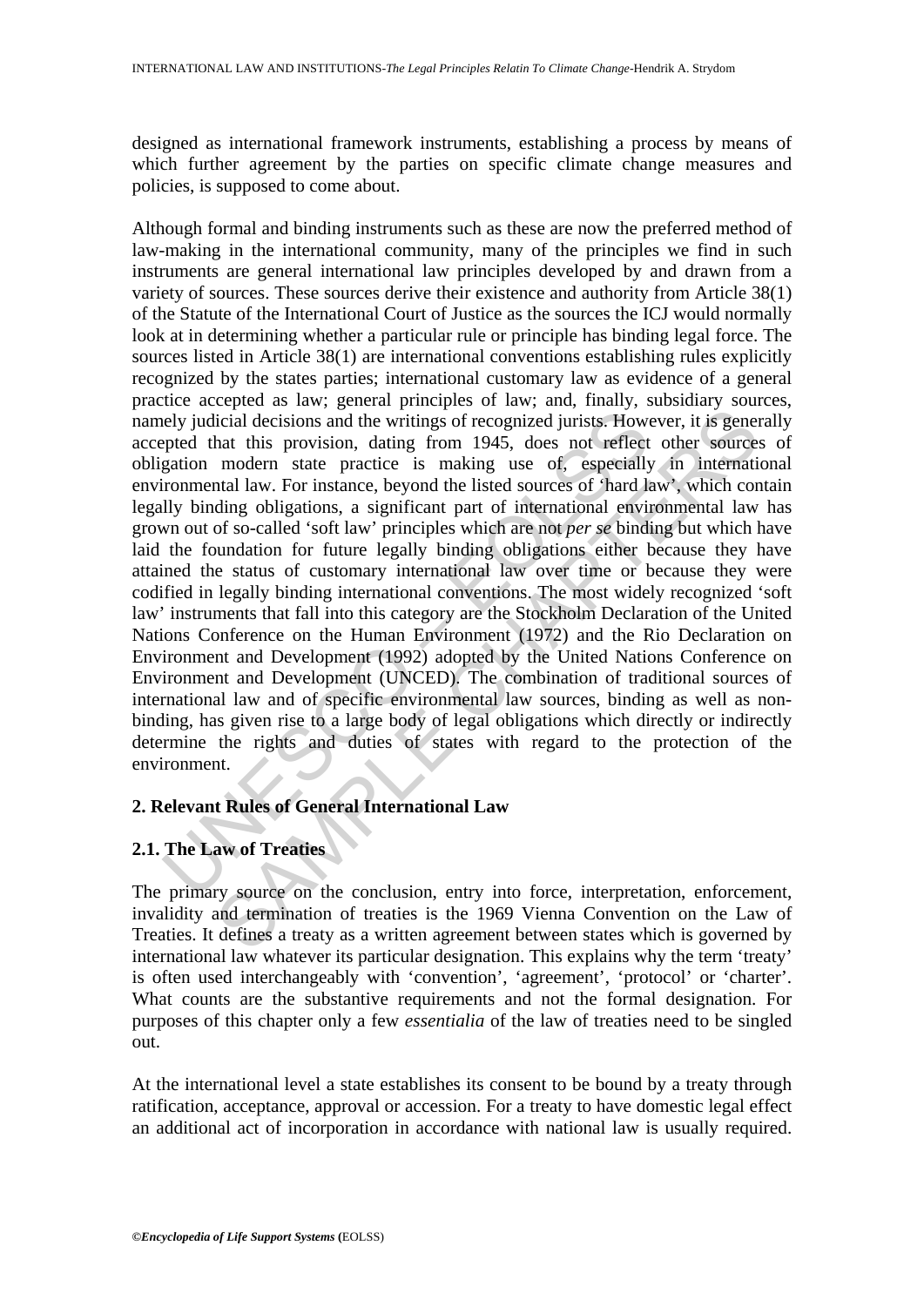designed as international framework instruments, establishing a process by means of which further agreement by the parties on specific climate change measures and policies, is supposed to come about.

Although formal and binding instruments such as these are now the preferred method of law-making in the international community, many of the principles we find in such instruments are general international law principles developed by and drawn from a variety of sources. These sources derive their existence and authority from Article 38(1) of the Statute of the International Court of Justice as the sources the ICJ would normally look at in determining whether a particular rule or principle has binding legal force. The sources listed in Article 38(1) are international conventions establishing rules explicitly recognized by the states parties; international customary law as evidence of a general practice accepted as law; general principles of law; and, finally, subsidiary sources, namely judicial decisions and the writings of recognized jurists. However, it is generally accepted that this provision, dating from 1945, does not reflect other sources of obligation modern state practice is making use of, especially in international environmental law. For instance, beyond the listed sources of 'hard law', which contain legally binding obligations, a significant part of international environmental law has grown out of so-called 'soft law' principles which are not *per se* binding but which have laid the foundation for future legally binding obligations either because they have attained the status of customary international law over time or because they were codified in legally binding international conventions. The most widely recognized 'soft law' instruments that fall into this category are the Stockholm Declaration of the United Nations Conference on the Human Environment (1972) and the Rio Declaration on Environment and Development (1992) adopted by the United Nations Conference on Environment and Development (UNCED). The combination of traditional sources of international law and of specific environmental law sources, binding as well as non-binding, has given rise to a large body of legal obligations which directly or indirectly determine the rights and duties of states with regard to the protection of the environment.

## 2. Relevant Rules of General International Law

### 2.1. The Law of Treaties

The primary source on the conclusion, entry into force, interpretation, enforcement, invalidity and termination of treaties is the 1969 Vienna Convention on the Law of Treaties. It defines a treaty as a written agreement between states which is governed by international law whatever its particular designation. This explains why the term 'treaty' is often used interchangeably with 'convention', 'agreement', 'protocol' or 'charter'. What counts are the substantive requirements and not the formal designation. For purposes of this chapter only a few *essentialia* of the law of treaties need to be singled out.

At the international level a state establishes its consent to be bound by a treaty through ratification, acceptance, approval or accession. For a treaty to have domestic legal effect an additional act of incorporation in accordance with national law is usually required.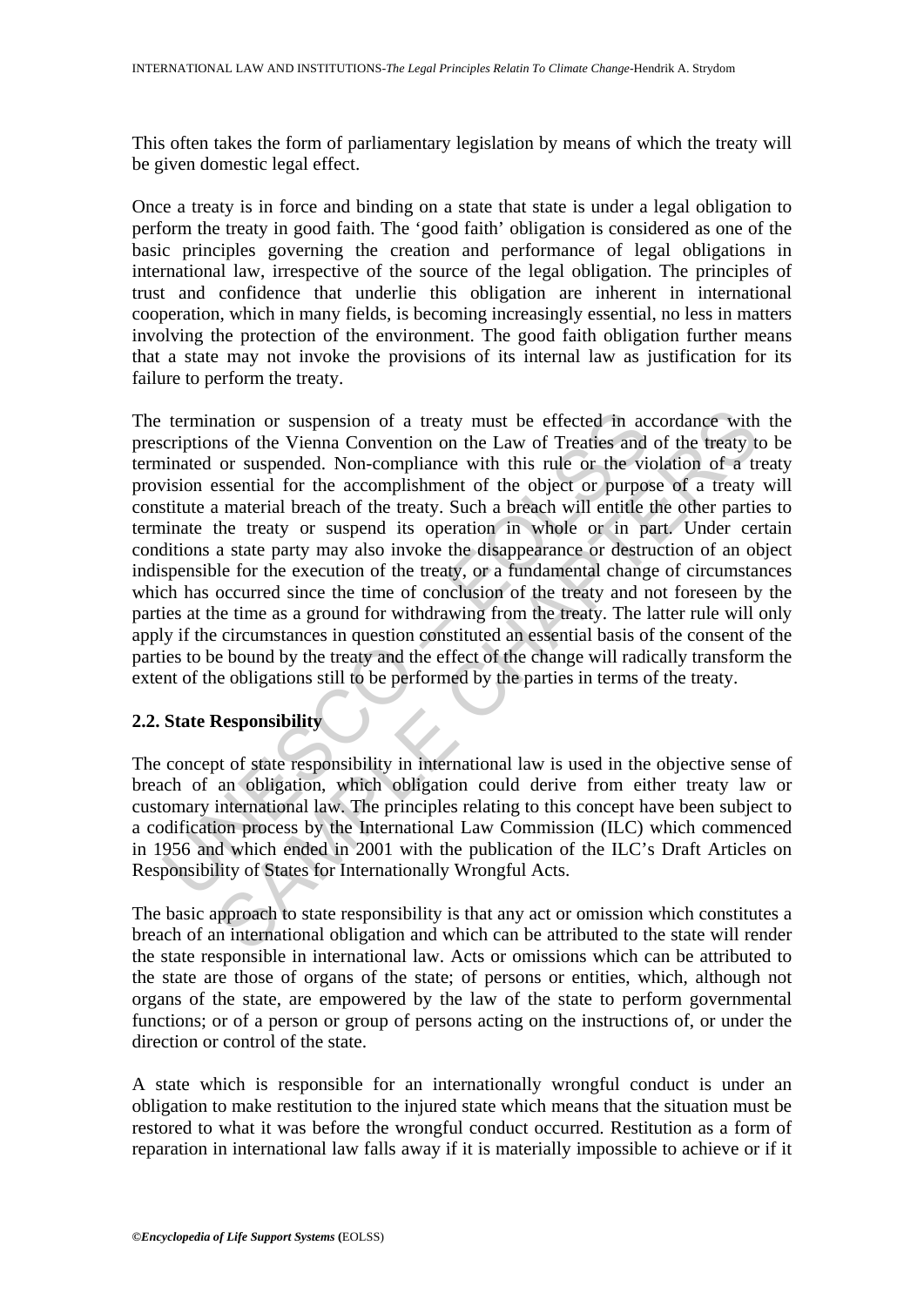This often takes the form of parliamentary legislation by means of which the treaty will be given domestic legal effect.

Once a treaty is in force and binding on a state that state is under a legal obligation to perform the treaty in good faith. The 'good faith' obligation is considered as one of the basic principles governing the creation and performance of legal obligations in international law, irrespective of the source of the legal obligation. The principles of trust and confidence that underlie this obligation are inherent in international cooperation, which in many fields, is becoming increasingly essential, no less in matters involving the protection of the environment. The good faith obligation further means that a state may not invoke the provisions of its internal law as justification for its failure to perform the treaty.

The termination or suspension of a treaty must be effected in accordance with the prescriptions of the Vienna Convention on the Law of Treaties and of the treaty to be terminated or suspended. Non-compliance with this rule or the violation of a treaty provision essential for the accomplishment of the object or purpose of a treaty will constitute a material breach of the treaty. Such a breach will entitle the other parties to terminate the treaty or suspend its operation in whole or in part. Under certain conditions a state party may also invoke the disappearance or destruction of an object indispensible for the execution of the treaty, or a fundamental change of circumstances which has occurred since the time of conclusion of the treaty and not foreseen by the parties at the time as a ground for withdrawing from the treaty. The latter rule will only apply if the circumstances in question constituted an essential basis of the consent of the parties to be bound by the treaty and the effect of the change will radically transform the extent of the obligations still to be performed by the parties in terms of the treaty.

## 2.2. State Responsibility

The concept of state responsibility in international law is used in the objective sense of breach of an obligation, which obligation could derive from either treaty law or customary international law. The principles relating to this concept have been subject to a codification process by the International Law Commission (ILC) which commenced in 1956 and which ended in 2001 with the publication of the ILC's Draft Articles on Responsibility of States for Internationally Wrongful Acts.

The basic approach to state responsibility is that any act or omission which constitutes a breach of an international obligation and which can be attributed to the state will render the state responsible in international law. Acts or omissions which can be attributed to the state are those of organs of the state; of persons or entities, which, although not organs of the state, are empowered by the law of the state to perform governmental functions; or of a person or group of persons acting on the instructions of, or under the direction or control of the state.

A state which is responsible for an internationally wrongful conduct is under an obligation to make restitution to the injured state which means that the situation must be restored to what it was before the wrongful conduct occurred. Restitution as a form of reparation in international law falls away if it is materially impossible to achieve or if it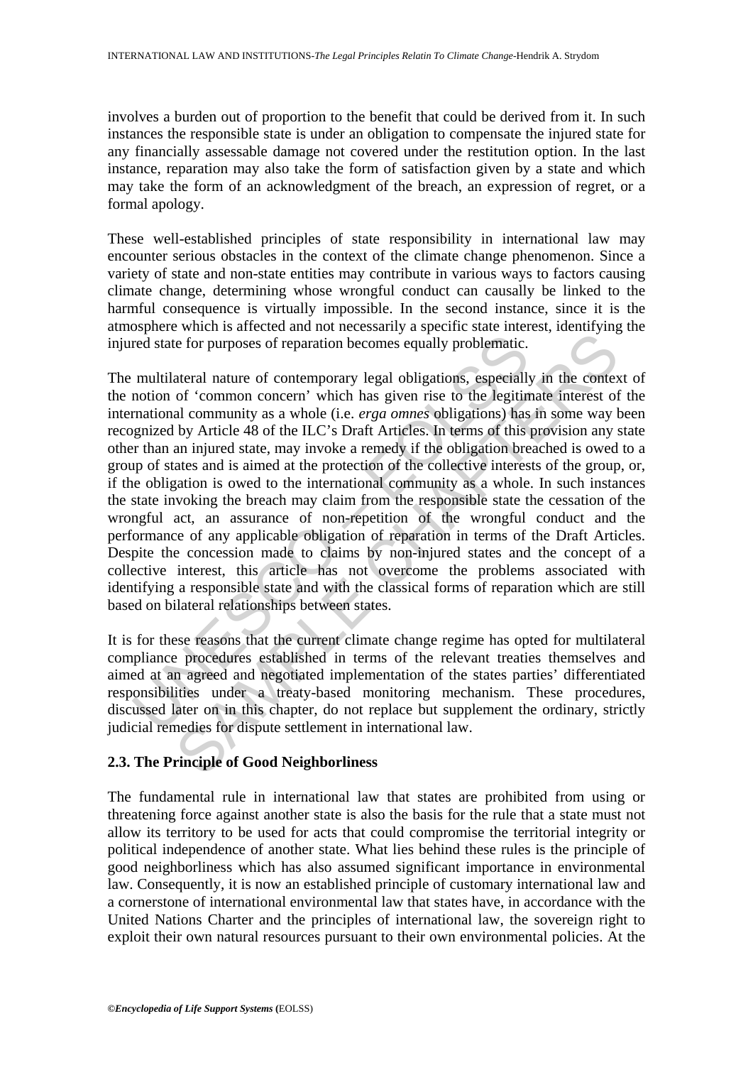involves a burden out of proportion to the benefit that could be derived from it. In such instances the responsible state is under an obligation to compensate the injured state for any financially assessable damage not covered under the restitution option. In the last instance, reparation may also take the form of satisfaction given by a state and which may take the form of an acknowledgment of the breach, an expression of regret, or a formal apology.

These well-established principles of state responsibility in international law may encounter serious obstacles in the context of the climate change phenomenon. Since a variety of state and non-state entities may contribute in various ways to factors causing climate change, determining whose wrongful conduct can causally be linked to the harmful consequence is virtually impossible. In the second instance, since it is the atmosphere which is affected and not necessarily a specific state interest, identifying the injured state for purposes of reparation becomes equally problematic.

The multilateral nature of contemporary legal obligations, especially in the context of the notion of 'common concern' which has given rise to the legitimate interest of the international community as a whole (i.e. *erga omnes* obligations) has in some way been recognized by Article 48 of the ILC's Draft Articles. In terms of this provision any state other than an injured state, may invoke a remedy if the obligation breached is owed to a group of states and is aimed at the protection of the collective interests of the group, or, if the obligation is owed to the international community as a whole. In such instances the state invoking the breach may claim from the responsible state the cessation of the wrongful act, an assurance of non-repetition of the wrongful conduct and the performance of any applicable obligation of reparation in terms of the Draft Articles. Despite the concession made to claims by non-injured states and the concept of a collective interest, this article has not overcome the problems associated with identifying a responsible state and with the classical forms of reparation which are still based on bilateral relationships between states.

It is for these reasons that the current climate change regime has opted for multilateral compliance procedures established in terms of the relevant treaties themselves and aimed at an agreed and negotiated implementation of the states parties' differentiated responsibilities under a treaty-based monitoring mechanism. These procedures, discussed later on in this chapter, do not replace but supplement the ordinary, strictly judicial remedies for dispute settlement in international law.

### 2.3. The Principle of Good Neighborliness

The fundamental rule in international law that states are prohibited from using or threatening force against another state is also the basis for the rule that a state must not allow its territory to be used for acts that could compromise the territorial integrity or political independence of another state. What lies behind these rules is the principle of good neighborliness which has also assumed significant importance in environmental law. Consequently, it is now an established principle of customary international law and a cornerstone of international environmental law that states have, in accordance with the United Nations Charter and the principles of international law, the sovereign right to exploit their own natural resources pursuant to their own environmental policies. At the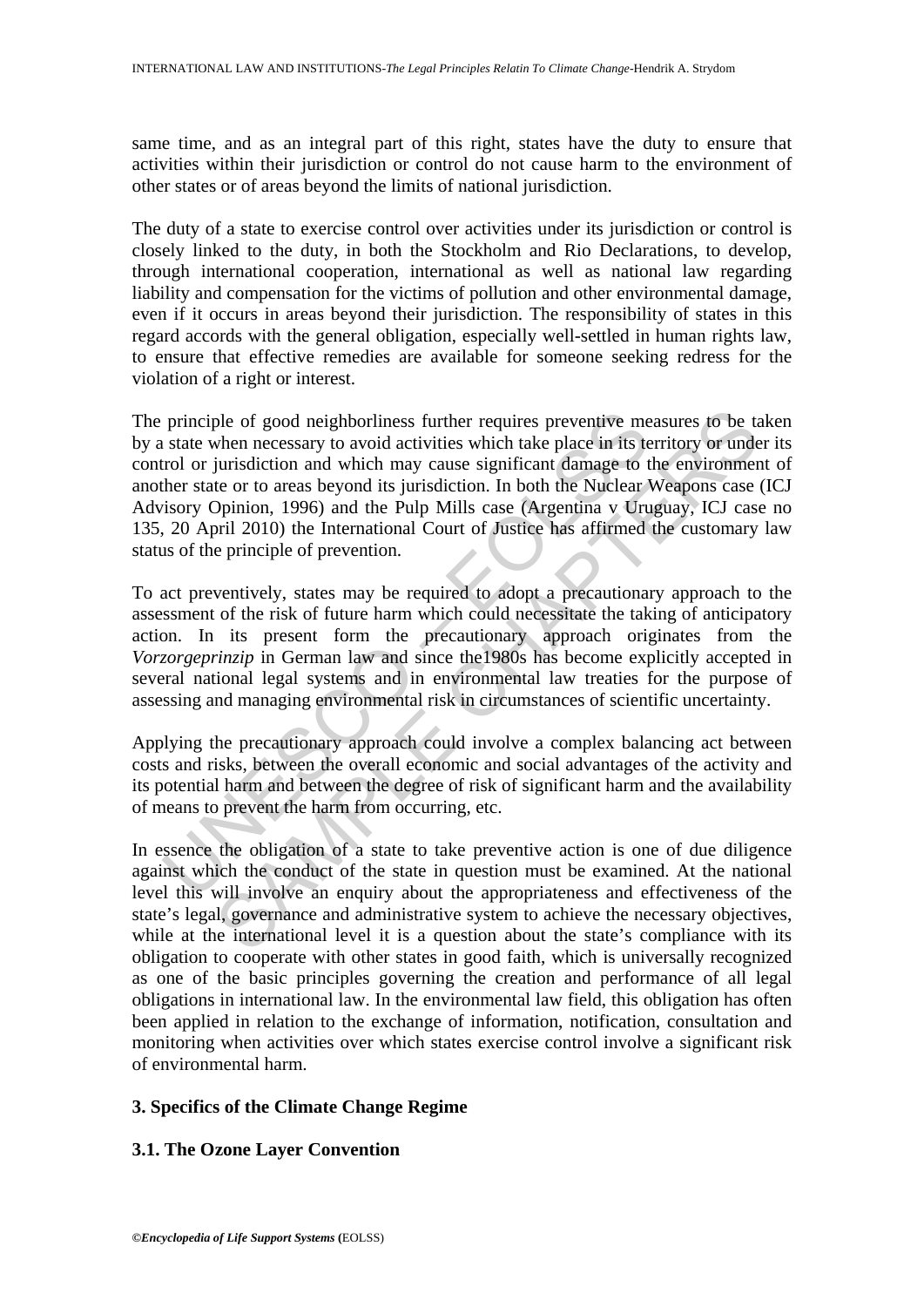same time, and as an integral part of this right, states have the duty to ensure that activities within their jurisdiction or control do not cause harm to the environment of other states or of areas beyond the limits of national jurisdiction.

The duty of a state to exercise control over activities under its jurisdiction or control is closely linked to the duty, in both the Stockholm and Rio Declarations, to develop, through international cooperation, international as well as national law regarding liability and compensation for the victims of pollution and other environmental damage, even if it occurs in areas beyond their jurisdiction. The responsibility of states in this regard accords with the general obligation, especially well-settled in human rights law, to ensure that effective remedies are available for someone seeking redress for the violation of a right or interest.

The principle of good neighborliness further requires preventive measures to be taken by a state when necessary to avoid activities which take place in its territory or under its control or jurisdiction and which may cause significant damage to the environment of another state or to areas beyond its jurisdiction. In both the Nuclear Weapons case (ICJ Advisory Opinion, 1996) and the Pulp Mills case (Argentina v Uruguay, ICJ case no 135, 20 April 2010) the International Court of Justice has affirmed the customary law status of the principle of prevention.

To act preventively, states may be required to adopt a precautionary approach to the assessment of the risk of future harm which could necessitate the taking of anticipatory action. In its present form the precautionary approach originates from the *Vorzorgeprinzip* in German law and since the1980s has become explicitly accepted in several national legal systems and in environmental law treaties for the purpose of assessing and managing environmental risk in circumstances of scientific uncertainty.

Applying the precautionary approach could involve a complex balancing act between costs and risks, between the overall economic and social advantages of the activity and its potential harm and between the degree of risk of significant harm and the availability of means to prevent the harm from occurring, etc.

In essence the obligation of a state to take preventive action is one of due diligence against which the conduct of the state in question must be examined. At the national level this will involve an enquiry about the appropriateness and effectiveness of the state's legal, governance and administrative system to achieve the necessary objectives, while at the international level it is a question about the state's compliance with its obligation to cooperate with other states in good faith, which is universally recognized as one of the basic principles governing the creation and performance of all legal obligations in international law. In the environmental law field, this obligation has often been applied in relation to the exchange of information, notification, consultation and monitoring when activities over which states exercise control involve a significant risk of environmental harm.

## 3. Specifics of the Climate Change Regime

### 3.1. The Ozone Layer Convention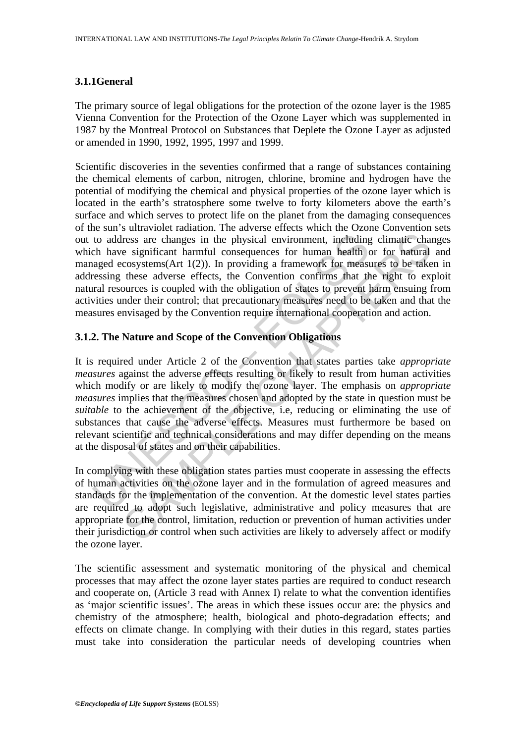### 3.1.1General

The primary source of legal obligations for the protection of the ozone layer is the 1985 Vienna Convention for the Protection of the Ozone Layer which was supplemented in 1987 by the Montreal Protocol on Substances that Deplete the Ozone Layer as adjusted or amended in 1990, 1992, 1995, 1997 and 1999.

Scientific discoveries in the seventies confirmed that a range of substances containing the chemical elements of carbon, nitrogen, chlorine, bromine and hydrogen have the potential of modifying the chemical and physical properties of the ozone layer which is located in the earth's stratosphere some twelve to forty kilometers above the earth's surface and which serves to protect life on the planet from the damaging consequences of the sun's ultraviolet radiation. The adverse effects which the Ozone Convention sets out to address are changes in the physical environment, including climatic changes which have significant harmful consequences for human health or for natural and managed ecosystems(Art 1(2)). In providing a framework for measures to be taken in addressing these adverse effects, the Convention confirms that the right to exploit natural resources is coupled with the obligation of states to prevent harm ensuing from activities under their control; that precautionary measures need to be taken and that the measures envisaged by the Convention require international cooperation and action.

### 3.1.2. The Nature and Scope of the Convention Obligations

It is required under Article 2 of the Convention that states parties take *appropriate measures* against the adverse effects resulting or likely to result from human activities which modify or are likely to modify the ozone layer. The emphasis on *appropriate measures* implies that the measures chosen and adopted by the state in question must be *suitable* to the achievement of the objective, i.e, reducing or eliminating the use of substances that cause the adverse effects. Measures must furthermore be based on relevant scientific and technical considerations and may differ depending on the means at the disposal of states and on their capabilities.

In complying with these obligation states parties must cooperate in assessing the effects of human activities on the ozone layer and in the formulation of agreed measures and standards for the implementation of the convention. At the domestic level states parties are required to adopt such legislative, administrative and policy measures that are appropriate for the control, limitation, reduction or prevention of human activities under their jurisdiction or control when such activities are likely to adversely affect or modify the ozone layer.

The scientific assessment and systematic monitoring of the physical and chemical processes that may affect the ozone layer states parties are required to conduct research and cooperate on, (Article 3 read with Annex I) relate to what the convention identifies as 'major scientific issues'. The areas in which these issues occur are: the physics and chemistry of the atmosphere; health, biological and photo-degradation effects; and effects on climate change. In complying with their duties in this regard, states parties must take into consideration the particular needs of developing countries when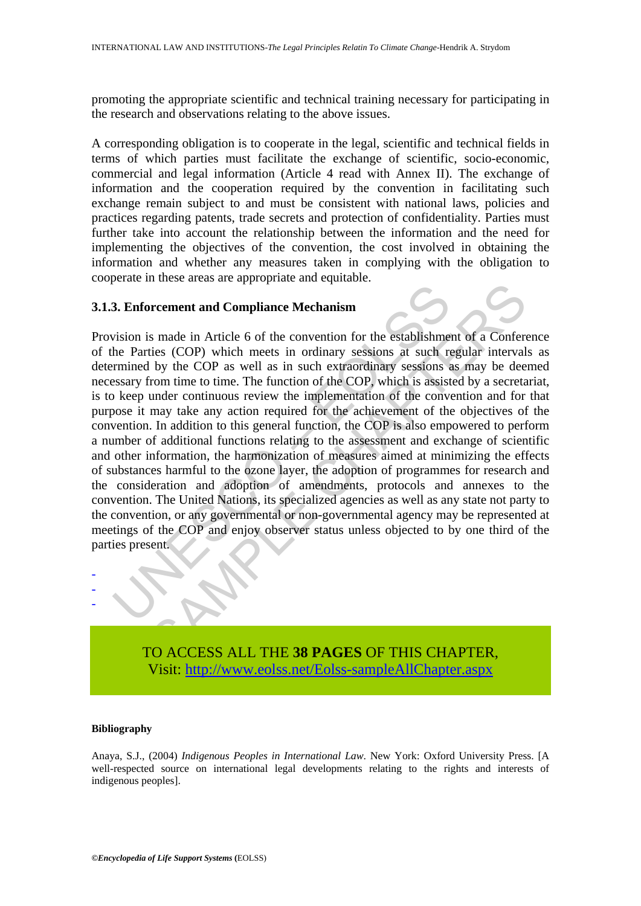promoting the appropriate scientific and technical training necessary for participating in the research and observations relating to the above issues.

A corresponding obligation is to cooperate in the legal, scientific and technical fields in terms of which parties must facilitate the exchange of scientific, socio-economic, commercial and legal information (Article 4 read with Annex II). The exchange of information and the cooperation required by the convention in facilitating such exchange remain subject to and must be consistent with national laws, policies and practices regarding patents, trade secrets and protection of confidentiality. Parties must further take into account the relationship between the information and the need for implementing the objectives of the convention, the cost involved in obtaining the information and whether any measures taken in complying with the obligation to cooperate in these areas are appropriate and equitable.

### 3.1.3. Enforcement and Compliance Mechanism

Provision is made in Article 6 of the convention for the establishment of a Conference of the Parties (COP) which meets in ordinary sessions at such regular intervals as determined by the COP as well as in such extraordinary sessions as may be deemed necessary from time to time. The function of the COP, which is assisted by a secretariat, is to keep under continuous review the implementation of the convention and for that purpose it may take any action required for the achievement of the objectives of the convention. In addition to this general function, the COP is also empowered to perform a number of additional functions relating to the assessment and exchange of scientific and other information, the harmonization of measures aimed at minimizing the effects of substances harmful to the ozone layer, the adoption of programmes for research and the consideration and adoption of amendments, protocols and annexes to the convention. The United Nations, its specialized agencies as well as any state not party to the convention, or any governmental or non-governmental agency may be represented at meetings of the COP and enjoy observer status unless objected to by one third of the parties present.

-
-
-

TO ACCESS ALL THE **38 PAGES** OF THIS CHAPTER,
Visit: http://www.eolss.net/Eolss-sampleAllChapter.aspx

**Bibliography**

Anaya, S.J., (2004) *Indigenous Peoples in International Law*. New York: Oxford University Press. [A well-respected source on international legal developments relating to the rights and interests of indigenous peoples].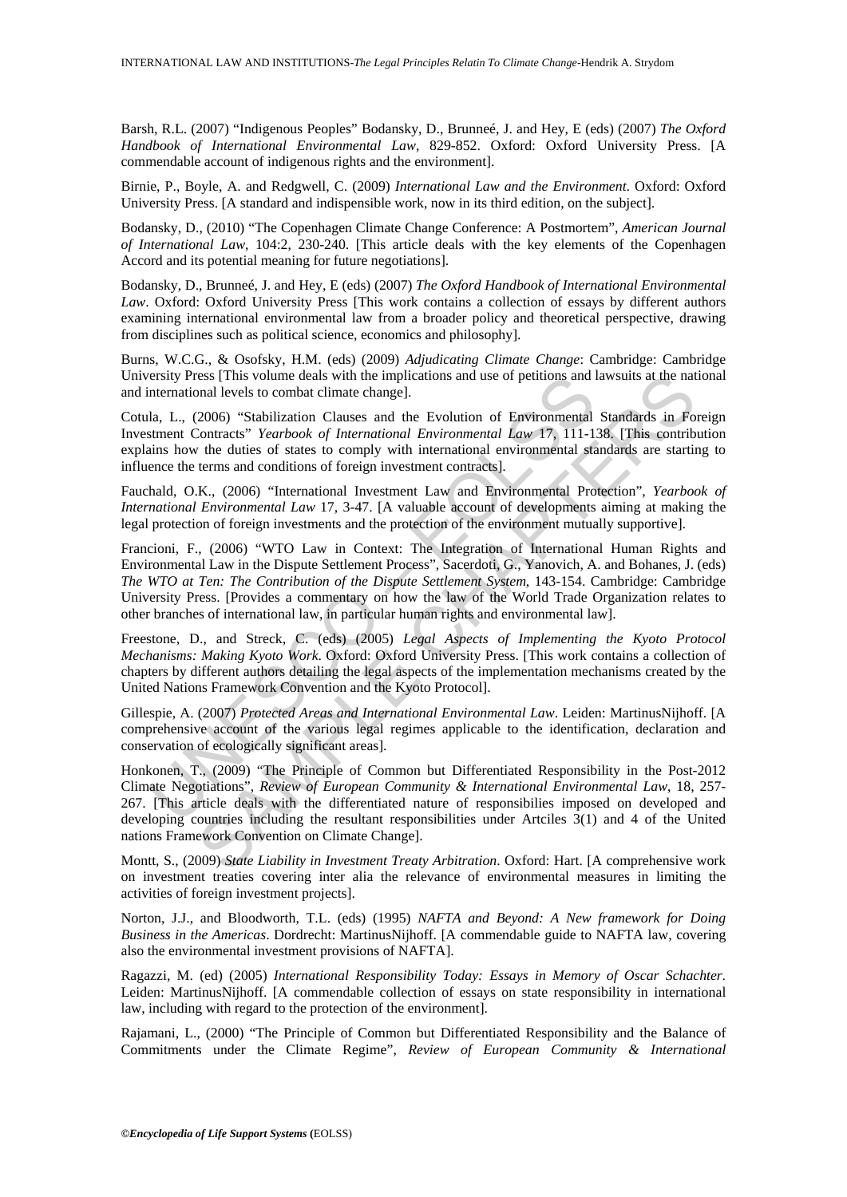Barsh, R.L. (2007) "Indigenous Peoples" Bodansky, D., Brunneé, J. and Hey, E (eds) (2007) *The Oxford Handbook of International Environmental Law*, 829-852. Oxford: Oxford University Press. [A commendable account of indigenous rights and the environment].

Birnie, P., Boyle, A. and Redgwell, C. (2009) *International Law and the Environment*. Oxford: Oxford University Press. [A standard and indispensible work, now in its third edition, on the subject].

Bodansky, D., (2010) "The Copenhagen Climate Change Conference: A Postmortem", *American Journal of International Law*, 104:2, 230-240. [This article deals with the key elements of the Copenhagen Accord and its potential meaning for future negotiations].

Bodansky, D., Brunneé, J. and Hey, E (eds) (2007) *The Oxford Handbook of International Environmental Law*. Oxford: Oxford University Press [This work contains a collection of essays by different authors examining international environmental law from a broader policy and theoretical perspective, drawing from disciplines such as political science, economics and philosophy].

Burns, W.C.G., & Osofsky, H.M. (eds) (2009) *Adjudicating Climate Change*: Cambridge: Cambridge University Press [This volume deals with the implications and use of petitions and lawsuits at the national and international levels to combat climate change].

Cotula, L., (2006) "Stabilization Clauses and the Evolution of Environmental Standards in Foreign Investment Contracts" *Yearbook of International Environmental Law* 17, 111-138. [This contribution explains how the duties of states to comply with international environmental standards are starting to influence the terms and conditions of foreign investment contracts].

Fauchald, O.K., (2006) "International Investment Law and Environmental Protection", *Yearbook of International Environmental Law* 17, 3-47. [A valuable account of developments aiming at making the legal protection of foreign investments and the protection of the environment mutually supportive].

Francioni, F., (2006) "WTO Law in Context: The Integration of International Human Rights and Environmental Law in the Dispute Settlement Process", Sacerdoti, G., Yanovich, A. and Bohanes, J. (eds) *The WTO at Ten: The Contribution of the Dispute Settlement System*, 143-154. Cambridge: Cambridge University Press. [Provides a commentary on how the law of the World Trade Organization relates to other branches of international law, in particular human rights and environmental law].

Freestone, D., and Streck, C. (eds) (2005) *Legal Aspects of Implementing the Kyoto Protocol Mechanisms: Making Kyoto Work*. Oxford: Oxford University Press. [This work contains a collection of chapters by different authors detailing the legal aspects of the implementation mechanisms created by the United Nations Framework Convention and the Kyoto Protocol].

Gillespie, A. (2007) *Protected Areas and International Environmental Law*. Leiden: MartinusNijhoff. [A comprehensive account of the various legal regimes applicable to the identification, declaration and conservation of ecologically significant areas].

Honkonen, T., (2009) "The Principle of Common but Differentiated Responsibility in the Post-2012 Climate Negotiations", *Review of European Community & International Environmental Law*, 18, 257-267. [This article deals with the differentiated nature of responsibilies imposed on developed and developing countries including the resultant responsibilities under Artciles 3(1) and 4 of the United nations Framework Convention on Climate Change].

Montt, S., (2009) *State Liability in Investment Treaty Arbitration*. Oxford: Hart. [A comprehensive work on investment treaties covering inter alia the relevance of environmental measures in limiting the activities of foreign investment projects].

Norton, J.J., and Bloodworth, T.L. (eds) (1995) *NAFTA and Beyond: A New framework for Doing Business in the Americas*. Dordrecht: MartinusNijhoff. [A commendable guide to NAFTA law, covering also the environmental investment provisions of NAFTA].

Ragazzi, M. (ed) (2005) *International Responsibility Today: Essays in Memory of Oscar Schachter*. Leiden: MartinusNijhoff. [A commendable collection of essays on state responsibility in international law, including with regard to the protection of the environment].

Rajamani, L., (2000) "The Principle of Common but Differentiated Responsibility and the Balance of Commitments under the Climate Regime", *Review of European Community & International*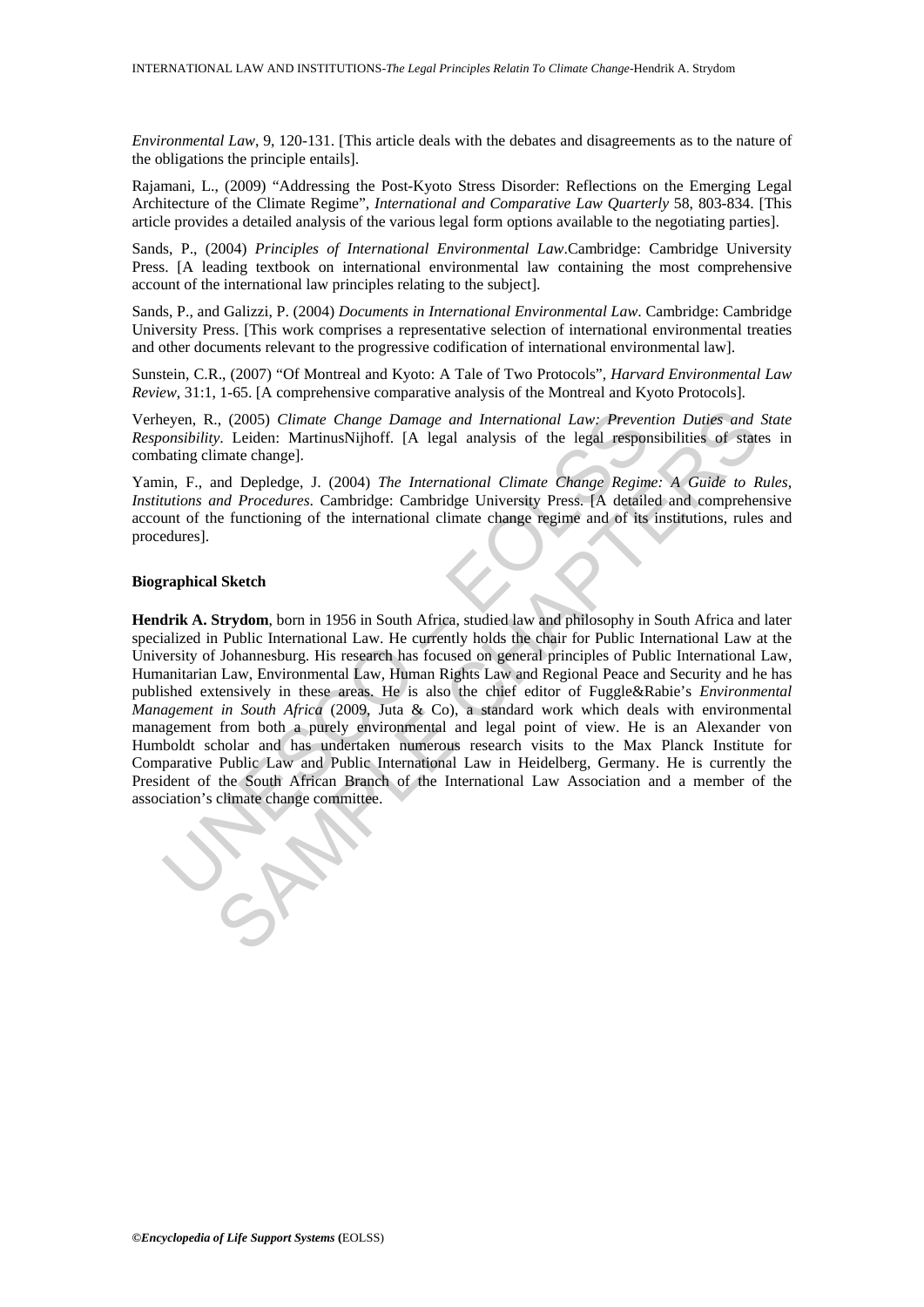*Environmental Law*, 9, 120-131. [This article deals with the debates and disagreements as to the nature of the obligations the principle entails].

Rajamani, L., (2009) "Addressing the Post-Kyoto Stress Disorder: Reflections on the Emerging Legal Architecture of the Climate Regime", *International and Comparative Law Quarterly* 58, 803-834. [This article provides a detailed analysis of the various legal form options available to the negotiating parties].

Sands, P., (2004) *Principles of International Environmental Law*.Cambridge: Cambridge University Press. [A leading textbook on international environmental law containing the most comprehensive account of the international law principles relating to the subject].

Sands, P., and Galizzi, P. (2004) *Documents in International Environmental Law*. Cambridge: Cambridge University Press. [This work comprises a representative selection of international environmental treaties and other documents relevant to the progressive codification of international environmental law].

Sunstein, C.R., (2007) "Of Montreal and Kyoto: A Tale of Two Protocols", *Harvard Environmental Law Review*, 31:1, 1-65. [A comprehensive comparative analysis of the Montreal and Kyoto Protocols].

Verheyen, R., (2005) *Climate Change Damage and International Law: Prevention Duties and State Responsibility*. Leiden: MartinusNijhoff. [A legal analysis of the legal responsibilities of states in combating climate change].

Yamin, F., and Depledge, J. (2004) *The International Climate Change Regime: A Guide to Rules, Institutions and Procedures*. Cambridge: Cambridge University Press. [A detailed and comprehensive account of the functioning of the international climate change regime and of its institutions, rules and procedures].

### Biographical Sketch

**Hendrik A. Strydom**, born in 1956 in South Africa, studied law and philosophy in South Africa and later specialized in Public International Law. He currently holds the chair for Public International Law at the University of Johannesburg. His research has focused on general principles of Public International Law, Humanitarian Law, Environmental Law, Human Rights Law and Regional Peace and Security and he has published extensively in these areas. He is also the chief editor of Fuggle&Rabie's *Environmental Management in South Africa* (2009, Juta & Co), a standard work which deals with environmental management from both a purely environmental and legal point of view. He is an Alexander von Humboldt scholar and has undertaken numerous research visits to the Max Planck Institute for Comparative Public Law and Public International Law in Heidelberg, Germany. He is currently the President of the South African Branch of the International Law Association and a member of the association's climate change committee.